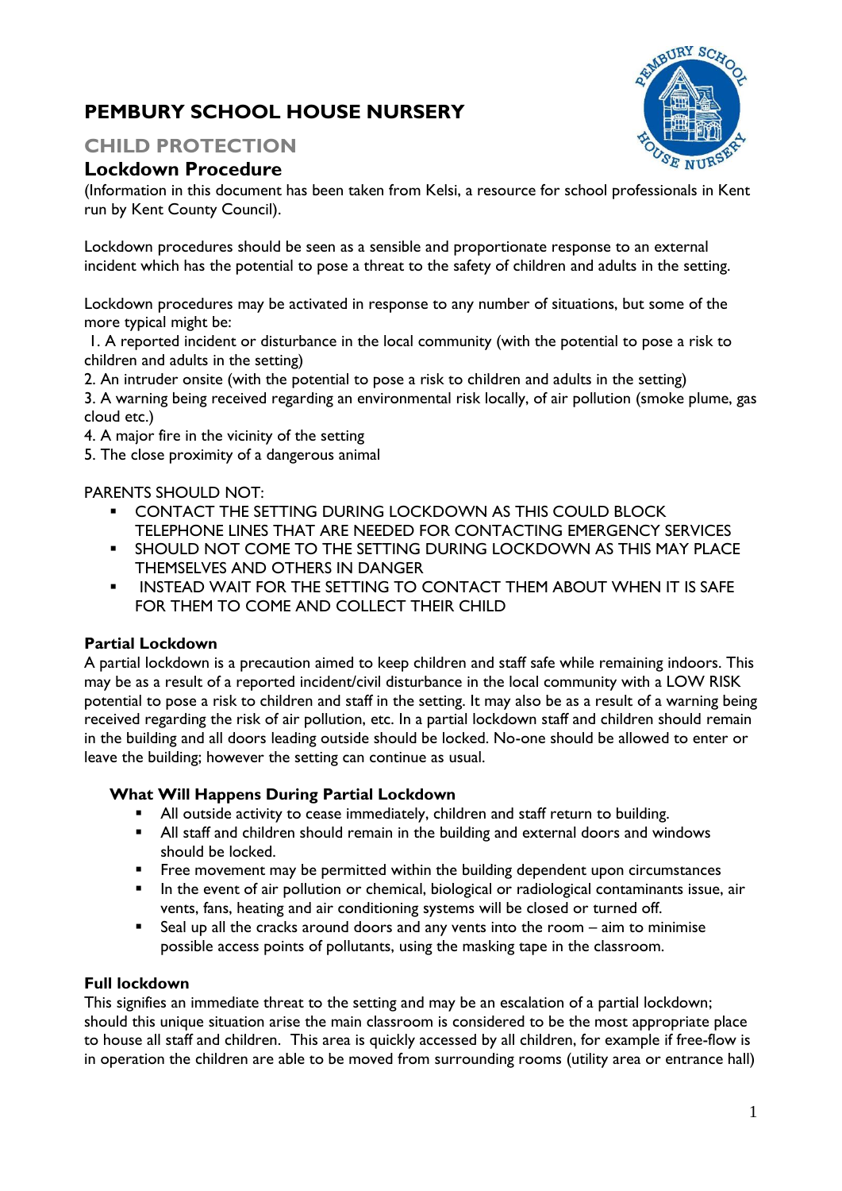# PEMBURY SCHOOL HOUSE NURSERY

## CHILD PROTECTION

### Lockdown Procedure

(Information in this document has been taken from Kelsi, a resource for school professionals in Kent run by Kent County Council).

Lockdown procedures should be seen as a sensible and proportionate response to an external incident which has the potential to pose a threat to the safety of children and adults in the setting.

Lockdown procedures may be activated in response to any number of situations, but some of the more typical might be:

1. A reported incident or disturbance in the local community (with the potential to pose a risk to children and adults in the setting)
2. An intruder onsite (with the potential to pose a risk to children and adults in the setting)
3. A warning being received regarding an environmental risk locally, of air pollution (smoke plume, gas cloud etc.)
4. A major fire in the vicinity of the setting
5. The close proximity of a dangerous animal

PARENTS SHOULD NOT:

- CONTACT THE SETTING DURING LOCKDOWN AS THIS COULD BLOCK TELEPHONE LINES THAT ARE NEEDED FOR CONTACTING EMERGENCY SERVICES
- SHOULD NOT COME TO THE SETTING DURING LOCKDOWN AS THIS MAY PLACE THEMSELVES AND OTHERS IN DANGER
- INSTEAD WAIT FOR THE SETTING TO CONTACT THEM ABOUT WHEN IT IS SAFE FOR THEM TO COME AND COLLECT THEIR CHILD

**Partial Lockdown**

A partial lockdown is a precaution aimed to keep children and staff safe while remaining indoors. This may be as a result of a reported incident/civil disturbance in the local community with a LOW RISK potential to pose a risk to children and staff in the setting. It may also be as a result of a warning being received regarding the risk of air pollution, etc. In a partial lockdown staff and children should remain in the building and all doors leading outside should be locked. No-one should be allowed to enter or leave the building; however the setting can continue as usual.

**What Will Happens During Partial Lockdown**

- All outside activity to cease immediately, children and staff return to building.
- All staff and children should remain in the building and external doors and windows should be locked.
- Free movement may be permitted within the building dependent upon circumstances
- In the event of air pollution or chemical, biological or radiological contaminants issue, air vents, fans, heating and air conditioning systems will be closed or turned off.
- Seal up all the cracks around doors and any vents into the room – aim to minimise possible access points of pollutants, using the masking tape in the classroom.

**Full lockdown**

This signifies an immediate threat to the setting and may be an escalation of a partial lockdown; should this unique situation arise the main classroom is considered to be the most appropriate place to house all staff and children. This area is quickly accessed by all children, for example if free-flow is in operation the children are able to be moved from surrounding rooms (utility area or entrance hall)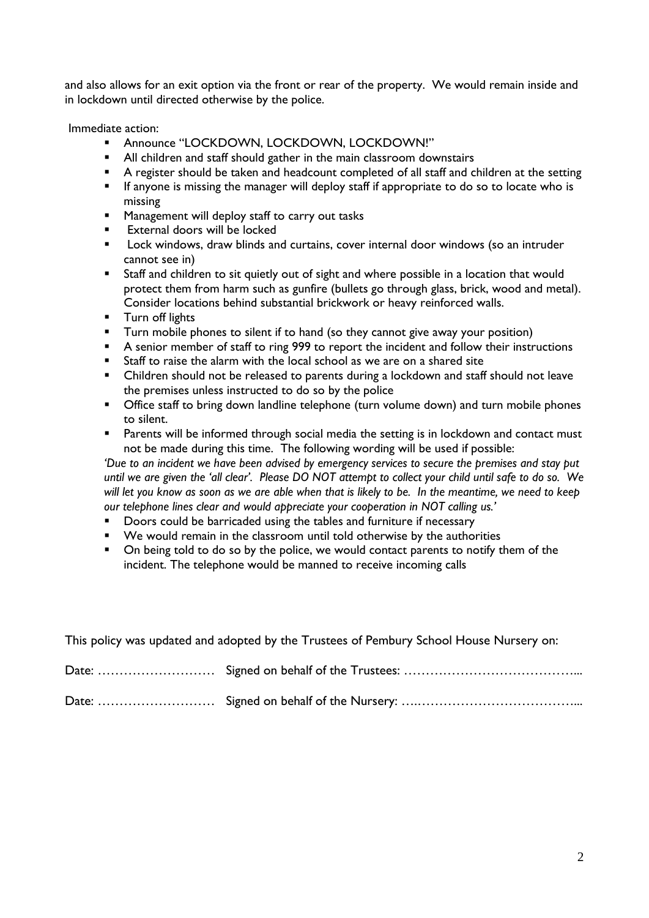and also allows for an exit option via the front or rear of the property. We would remain inside and in lockdown until directed otherwise by the police.

Immediate action:

- Announce "LOCKDOWN, LOCKDOWN, LOCKDOWN!"
- All children and staff should gather in the main classroom downstairs
- A register should be taken and headcount completed of all staff and children at the setting
- If anyone is missing the manager will deploy staff if appropriate to do so to locate who is missing
- Management will deploy staff to carry out tasks
- External doors will be locked
- Lock windows, draw blinds and curtains, cover internal door windows (so an intruder cannot see in)
- Staff and children to sit quietly out of sight and where possible in a location that would protect them from harm such as gunfire (bullets go through glass, brick, wood and metal). Consider locations behind substantial brickwork or heavy reinforced walls.
- Turn off lights
- Turn mobile phones to silent if to hand (so they cannot give away your position)
- A senior member of staff to ring 999 to report the incident and follow their instructions
- Staff to raise the alarm with the local school as we are on a shared site
- Children should not be released to parents during a lockdown and staff should not leave the premises unless instructed to do so by the police
- Office staff to bring down landline telephone (turn volume down) and turn mobile phones to silent.
- Parents will be informed through social media the setting is in lockdown and contact must not be made during this time. The following wording will be used if possible:

*'Due to an incident we have been advised by emergency services to secure the premises and stay put until we are given the 'all clear'. Please DO NOT attempt to collect your child until safe to do so. We will let you know as soon as we are able when that is likely to be. In the meantime, we need to keep our telephone lines clear and would appreciate your cooperation in NOT calling us.'*

- Doors could be barricaded using the tables and furniture if necessary
- We would remain in the classroom until told otherwise by the authorities
- On being told to do so by the police, we would contact parents to notify them of the incident. The telephone would be manned to receive incoming calls

This policy was updated and adopted by the Trustees of Pembury School House Nursery on:

Date: ……………………… Signed on behalf of the Trustees: …………………………………...

Date: ……………………… Signed on behalf of the Nursery: ….………………………………...